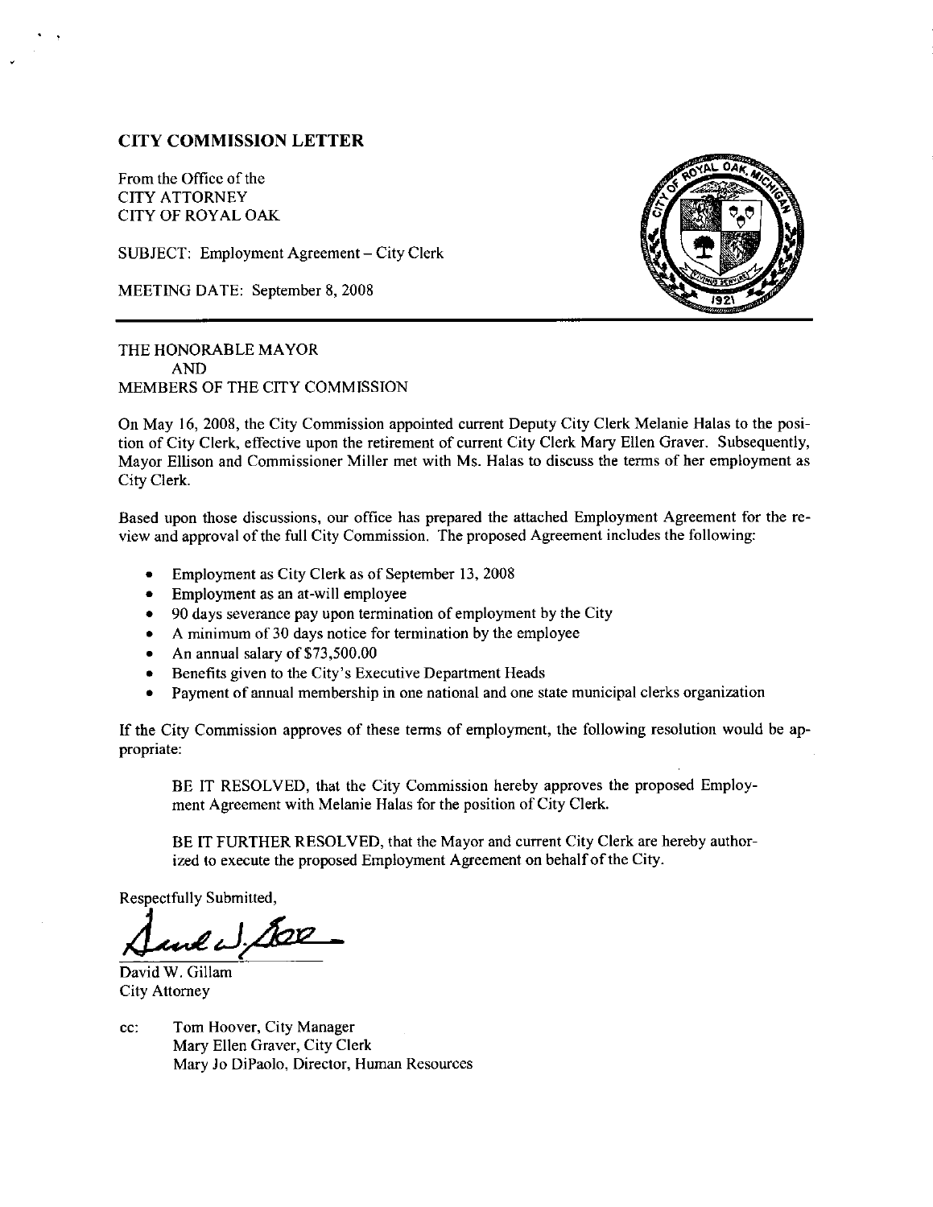## CITY COMMISSION LETTER

From the Office of the
CITY ATTORNEY
CITY OF ROYAL OAK

SUBJECT: Employment Agreement – City Clerk

MEETING DATE: September 8, 2008

THE HONORABLE MAYOR
AND
MEMBERS OF THE CITY COMMISSION

On May 16, 2008, the City Commission appointed current Deputy City Clerk Melanie Halas to the position of City Clerk, effective upon the retirement of current City Clerk Mary Ellen Graver. Subsequently, Mayor Ellison and Commissioner Miller met with Ms. Halas to discuss the terms of her employment as City Clerk.

Based upon those discussions, our office has prepared the attached Employment Agreement for the review and approval of the full City Commission. The proposed Agreement includes the following:

- Employment as City Clerk as of September 13, 2008
- Employment as an at-will employee
- 90 days severance pay upon termination of employment by the City
- A minimum of 30 days notice for termination by the employee
- An annual salary of $73,500.00
- Benefits given to the City's Executive Department Heads
- Payment of annual membership in one national and one state municipal clerks organization

If the City Commission approves of these terms of employment, the following resolution would be appropriate:

> BE IT RESOLVED, that the City Commission hereby approves the proposed Employment Agreement with Melanie Halas for the position of City Clerk.
>
> BE IT FURTHER RESOLVED, that the Mayor and current City Clerk are hereby authorized to execute the proposed Employment Agreement on behalf of the City.

Respectfully Submitted,

David W. Gillam
City Attorney

cc: Tom Hoover, City Manager
Mary Ellen Graver, City Clerk
Mary Jo DiPaolo, Director, Human Resources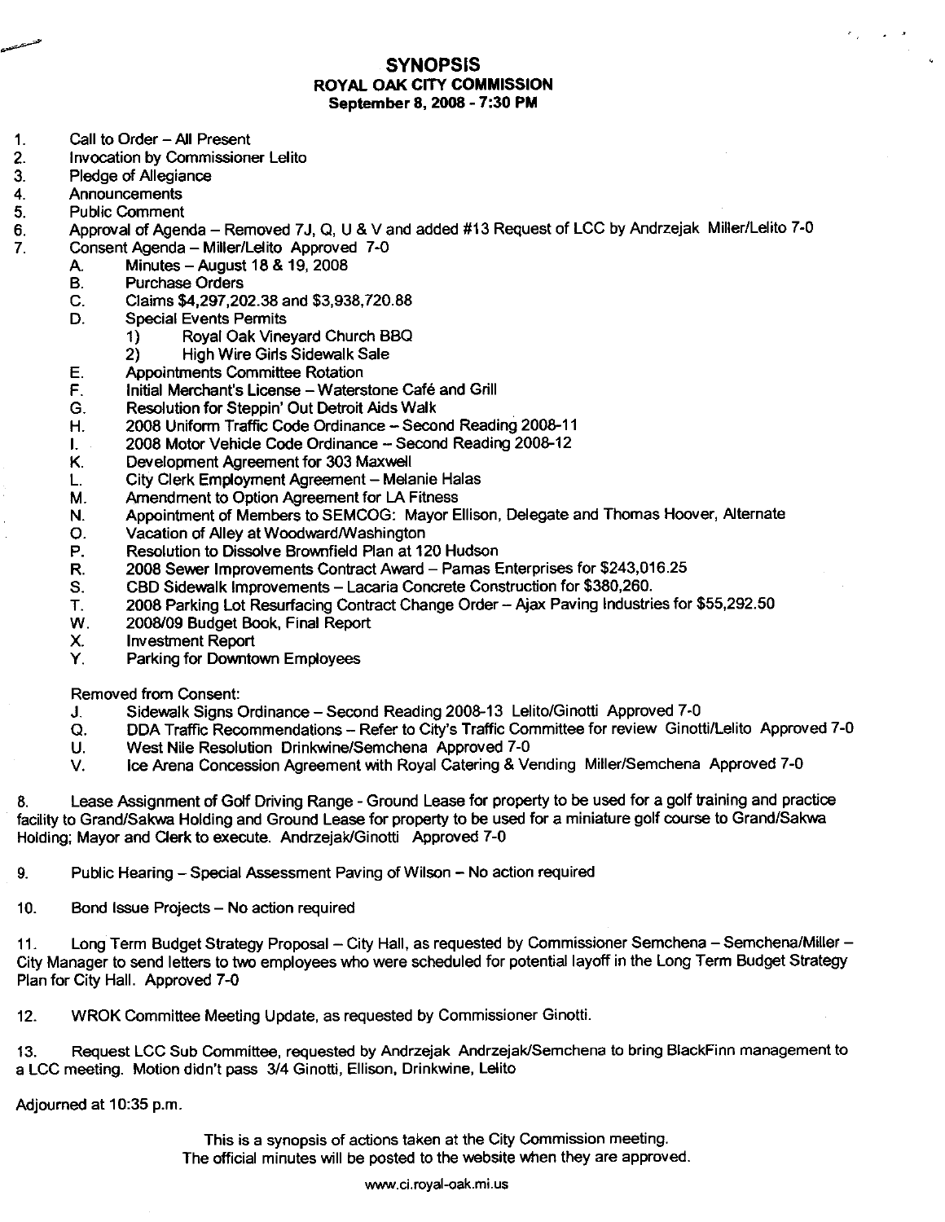# SYNOPSIS
## ROYAL OAK CITY COMMISSION
### September 8, 2008 - 7:30 PM

1. Call to Order – All Present
2. Invocation by Commissioner Lelito
3. Pledge of Allegiance
4. Announcements
5. Public Comment
6. Approval of Agenda – Removed 7J, Q, U & V and added #13 Request of LCC by Andrzejak Miller/Lelito 7-0
7. Consent Agenda – Miller/Lelito Approved 7-0
   - A. Minutes – August 18 & 19, 2008
   - B. Purchase Orders
   - C. Claims $4,297,202.38 and $3,938,720.88
   - D. Special Events Permits
     1) Royal Oak Vineyard Church BBQ
     2) High Wire Girls Sidewalk Sale
   - E. Appointments Committee Rotation
   - F. Initial Merchant's License – Waterstone Café and Grill
   - G. Resolution for Steppin' Out Detroit Aids Walk
   - H. 2008 Uniform Traffic Code Ordinance – Second Reading 2008-11
   - I. 2008 Motor Vehicle Code Ordinance – Second Reading 2008-12
   - K. Development Agreement for 303 Maxwell
   - L. City Clerk Employment Agreement – Melanie Halas
   - M. Amendment to Option Agreement for LA Fitness
   - N. Appointment of Members to SEMCOG: Mayor Ellison, Delegate and Thomas Hoover, Alternate
   - O. Vacation of Alley at Woodward/Washington
   - P. Resolution to Dissolve Brownfield Plan at 120 Hudson
   - R. 2008 Sewer Improvements Contract Award – Pamas Enterprises for $243,016.25
   - S. CBD Sidewalk Improvements – Lacaria Concrete Construction for $380,260.
   - T. 2008 Parking Lot Resurfacing Contract Change Order – Ajax Paving Industries for $55,292.50
   - W. 2008/09 Budget Book, Final Report
   - X. Investment Report
   - Y. Parking for Downtown Employees

   Removed from Consent:
   - J. Sidewalk Signs Ordinance – Second Reading 2008-13 Lelito/Ginotti Approved 7-0
   - Q. DDA Traffic Recommendations – Refer to City's Traffic Committee for review Ginotti/Lelito Approved 7-0
   - U. West Nile Resolution Drinkwine/Semchena Approved 7-0
   - V. Ice Arena Concession Agreement with Royal Catering & Vending Miller/Semchena Approved 7-0

8. Lease Assignment of Golf Driving Range - Ground Lease for property to be used for a golf training and practice facility to Grand/Sakwa Holding and Ground Lease for property to be used for a miniature golf course to Grand/Sakwa Holding; Mayor and Clerk to execute. Andrzejak/Ginotti Approved 7-0

9. Public Hearing – Special Assessment Paving of Wilson – No action required

10. Bond Issue Projects – No action required

11. Long Term Budget Strategy Proposal – City Hall, as requested by Commissioner Semchena – Semchena/Miller – City Manager to send letters to two employees who were scheduled for potential layoff in the Long Term Budget Strategy Plan for City Hall. Approved 7-0

12. WROK Committee Meeting Update, as requested by Commissioner Ginotti.

13. Request LCC Sub Committee, requested by Andrzejak Andrzejak/Semchena to bring BlackFinn management to a LCC meeting. Motion didn't pass 3/4 Ginotti, Ellison, Drinkwine, Lelito

Adjourned at 10:35 p.m.

This is a synopsis of actions taken at the City Commission meeting.
The official minutes will be posted to the website when they are approved.

www.ci.royal-oak.mi.us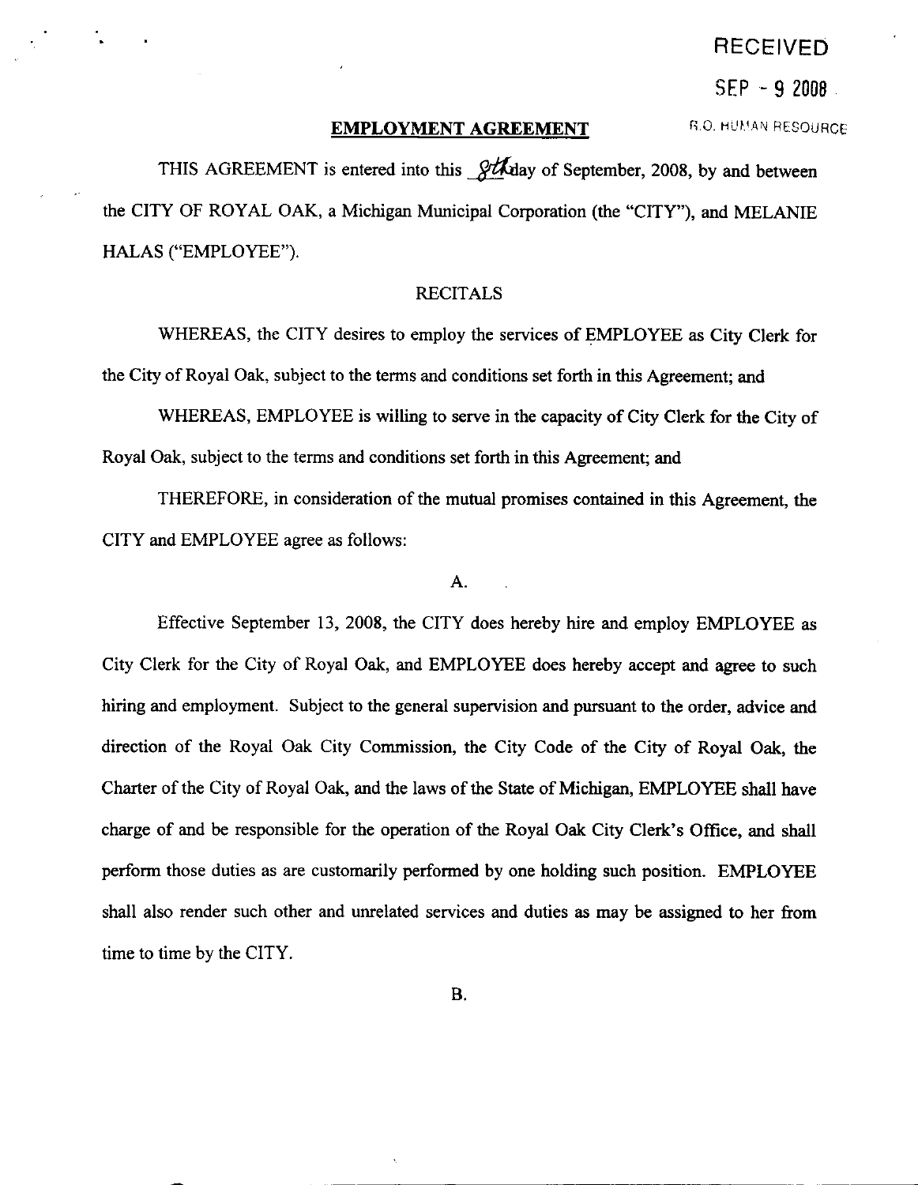RECEIVED

SEP - 9 2008

R.O. HUMAN RESOURCE

## EMPLOYMENT AGREEMENT

THIS AGREEMENT is entered into this 8th day of September, 2008, by and between the CITY OF ROYAL OAK, a Michigan Municipal Corporation (the "CITY"), and MELANIE HALAS ("EMPLOYEE").

RECITALS

WHEREAS, the CITY desires to employ the services of EMPLOYEE as City Clerk for the City of Royal Oak, subject to the terms and conditions set forth in this Agreement; and

WHEREAS, EMPLOYEE is willing to serve in the capacity of City Clerk for the City of Royal Oak, subject to the terms and conditions set forth in this Agreement; and

THEREFORE, in consideration of the mutual promises contained in this Agreement, the CITY and EMPLOYEE agree as follows:

A.

Effective September 13, 2008, the CITY does hereby hire and employ EMPLOYEE as City Clerk for the City of Royal Oak, and EMPLOYEE does hereby accept and agree to such hiring and employment. Subject to the general supervision and pursuant to the order, advice and direction of the Royal Oak City Commission, the City Code of the City of Royal Oak, the Charter of the City of Royal Oak, and the laws of the State of Michigan, EMPLOYEE shall have charge of and be responsible for the operation of the Royal Oak City Clerk's Office, and shall perform those duties as are customarily performed by one holding such position. EMPLOYEE shall also render such other and unrelated services and duties as may be assigned to her from time to time by the CITY.

B.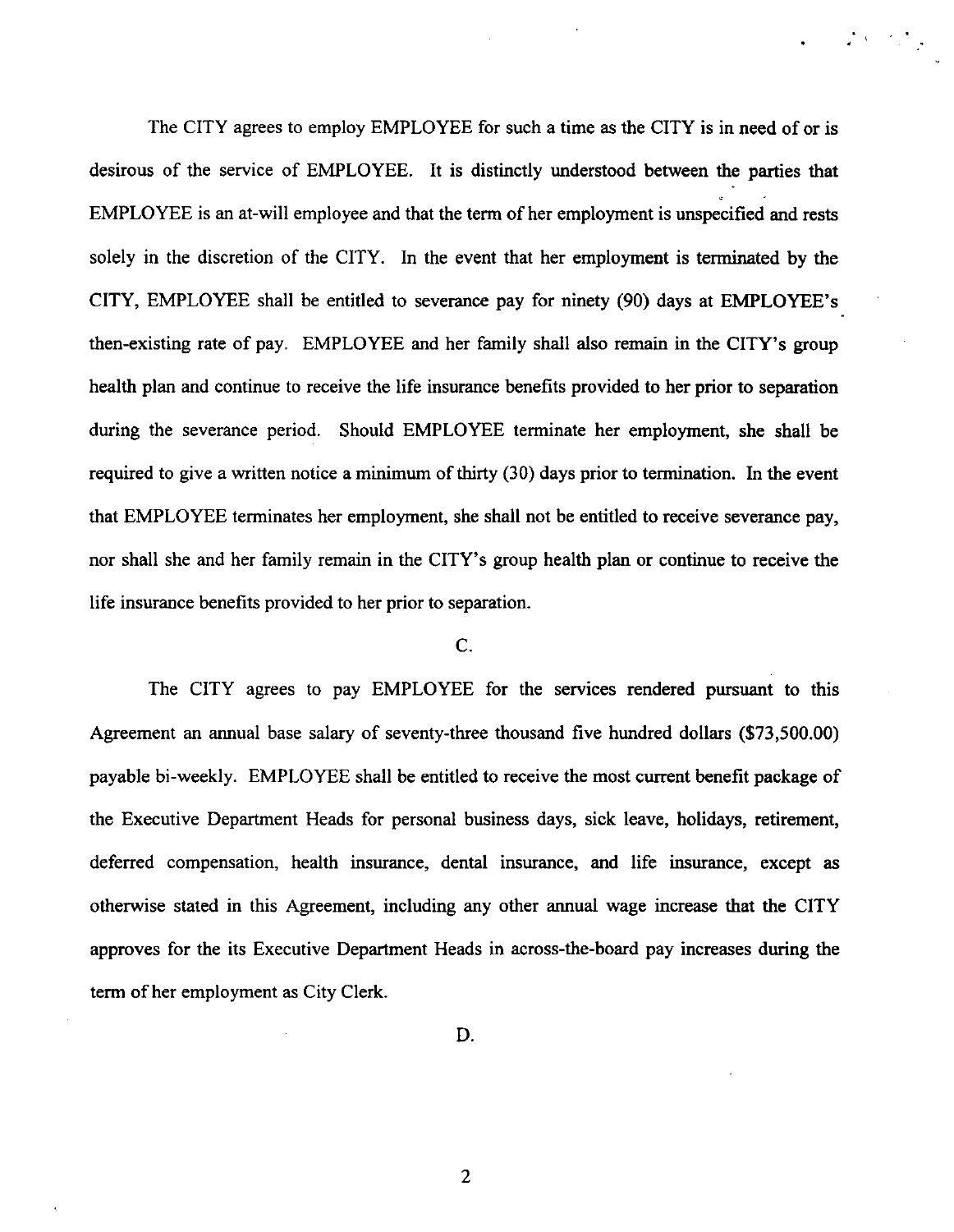The CITY agrees to employ EMPLOYEE for such a time as the CITY is in need of or is desirous of the service of EMPLOYEE. It is distinctly understood between the parties that EMPLOYEE is an at-will employee and that the term of her employment is unspecified and rests solely in the discretion of the CITY. In the event that her employment is terminated by the CITY, EMPLOYEE shall be entitled to severance pay for ninety (90) days at EMPLOYEE's then-existing rate of pay. EMPLOYEE and her family shall also remain in the CITY's group health plan and continue to receive the life insurance benefits provided to her prior to separation during the severance period. Should EMPLOYEE terminate her employment, she shall be required to give a written notice a minimum of thirty (30) days prior to termination. In the event that EMPLOYEE terminates her employment, she shall not be entitled to receive severance pay, nor shall she and her family remain in the CITY's group health plan or continue to receive the life insurance benefits provided to her prior to separation.

C.

The CITY agrees to pay EMPLOYEE for the services rendered pursuant to this Agreement an annual base salary of seventy-three thousand five hundred dollars ($73,500.00) payable bi-weekly. EMPLOYEE shall be entitled to receive the most current benefit package of the Executive Department Heads for personal business days, sick leave, holidays, retirement, deferred compensation, health insurance, dental insurance, and life insurance, except as otherwise stated in this Agreement, including any other annual wage increase that the CITY approves for the its Executive Department Heads in across-the-board pay increases during the term of her employment as City Clerk.

D.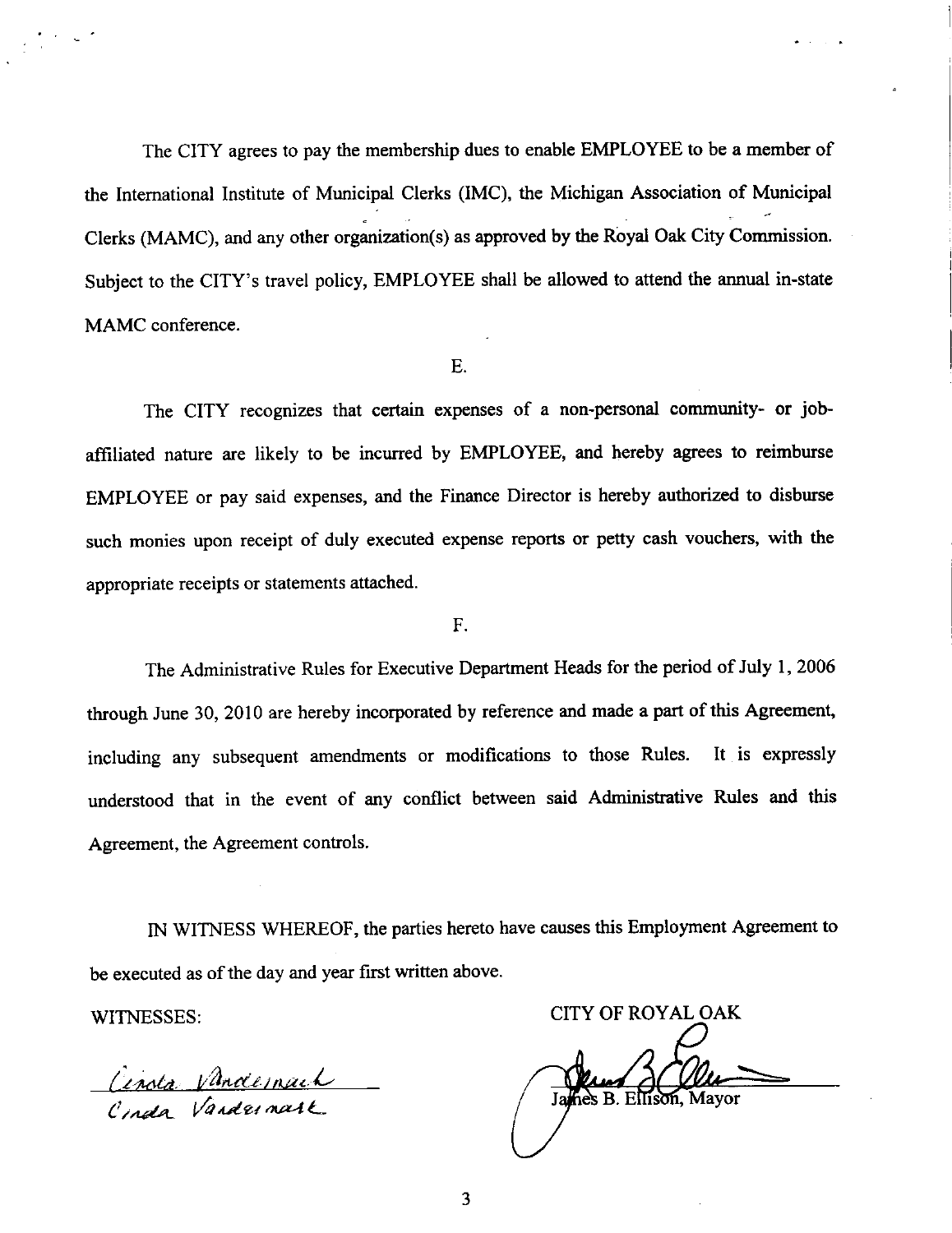The CITY agrees to pay the membership dues to enable EMPLOYEE to be a member of the International Institute of Municipal Clerks (IMC), the Michigan Association of Municipal Clerks (MAMC), and any other organization(s) as approved by the Royal Oak City Commission. Subject to the CITY's travel policy, EMPLOYEE shall be allowed to attend the annual in-state MAMC conference.

E.

The CITY recognizes that certain expenses of a non-personal community- or job-affiliated nature are likely to be incurred by EMPLOYEE, and hereby agrees to reimburse EMPLOYEE or pay said expenses, and the Finance Director is hereby authorized to disburse such monies upon receipt of duly executed expense reports or petty cash vouchers, with the appropriate receipts or statements attached.

F.

The Administrative Rules for Executive Department Heads for the period of July 1, 2006 through June 30, 2010 are hereby incorporated by reference and made a part of this Agreement, including any subsequent amendments or modifications to those Rules. It is expressly understood that in the event of any conflict between said Administrative Rules and this Agreement, the Agreement controls.

IN WITNESS WHEREOF, the parties hereto have causes this Employment Agreement to be executed as of the day and year first written above.

WITNESSES:

Cinda Vandermark

CITY OF ROYAL OAK

James B. Ellison, Mayor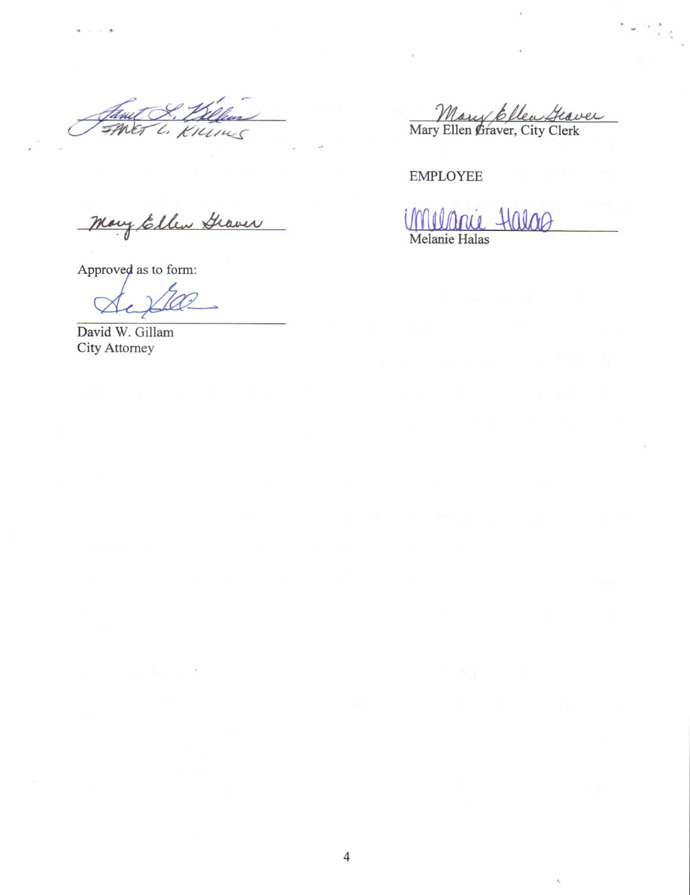Janet L. Killins
JANET L. KILLINS

Mary Ellen Graver
Mary Ellen Graver, City Clerk

EMPLOYEE

Mary Ellen Graver

Melanie Halas
Melanie Halas

Approved as to form:

David W. Gillam
City Attorney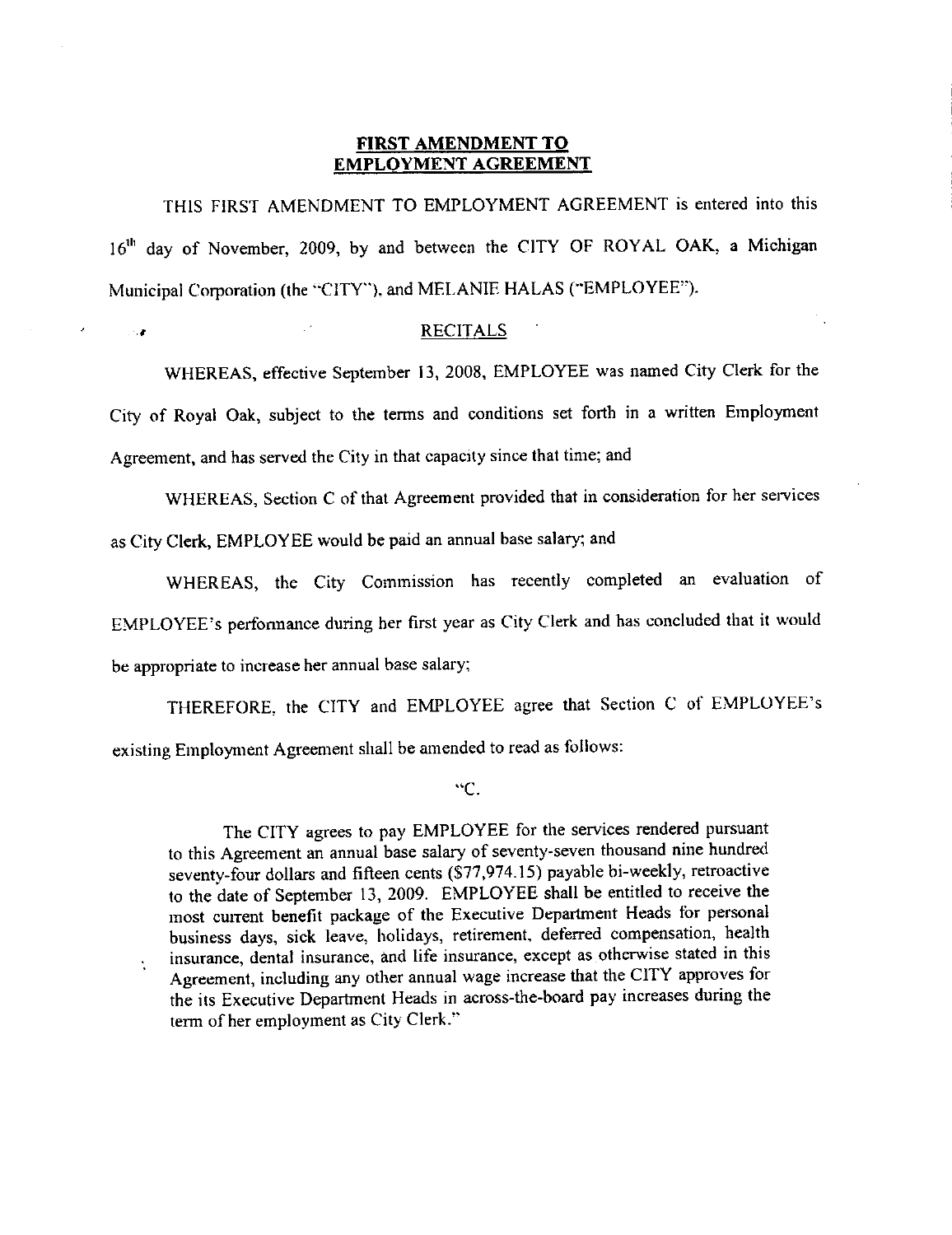**FIRST AMENDMENT TO**
**EMPLOYMENT AGREEMENT**

THIS FIRST AMENDMENT TO EMPLOYMENT AGREEMENT is entered into this 16th day of November, 2009, by and between the CITY OF ROYAL OAK, a Michigan Municipal Corporation (the "CITY"), and MELANIE HALAS ("EMPLOYEE").

RECITALS

WHEREAS, effective September 13, 2008, EMPLOYEE was named City Clerk for the City of Royal Oak, subject to the terms and conditions set forth in a written Employment Agreement, and has served the City in that capacity since that time; and

WHEREAS, Section C of that Agreement provided that in consideration for her services as City Clerk, EMPLOYEE would be paid an annual base salary; and

WHEREAS, the City Commission has recently completed an evaluation of EMPLOYEE's performance during her first year as City Clerk and has concluded that it would be appropriate to increase her annual base salary;

THEREFORE, the CITY and EMPLOYEE agree that Section C of EMPLOYEE's existing Employment Agreement shall be amended to read as follows:

"C.

> The CITY agrees to pay EMPLOYEE for the services rendered pursuant to this Agreement an annual base salary of seventy-seven thousand nine hundred seventy-four dollars and fifteen cents ($77,974.15) payable bi-weekly, retroactive to the date of September 13, 2009. EMPLOYEE shall be entitled to receive the most current benefit package of the Executive Department Heads for personal business days, sick leave, holidays, retirement, deferred compensation, health insurance, dental insurance, and life insurance, except as otherwise stated in this Agreement, including any other annual wage increase that the CITY approves for the its Executive Department Heads in across-the-board pay increases during the term of her employment as City Clerk."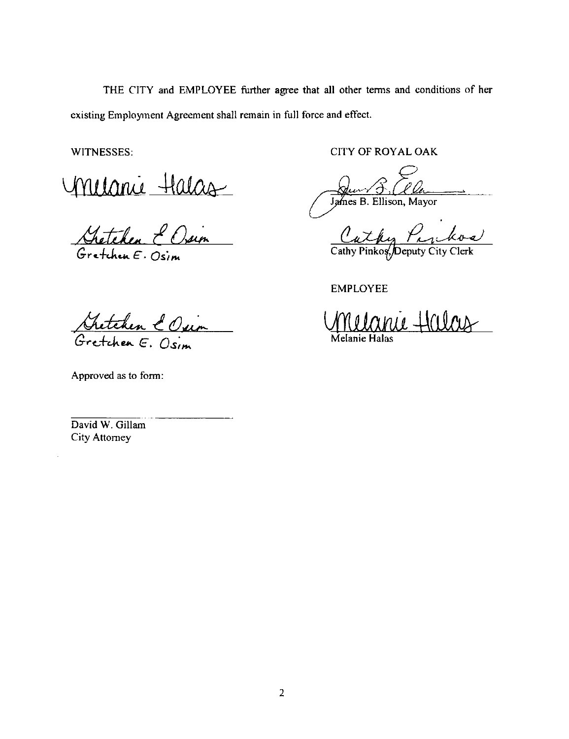THE CITY and EMPLOYEE further agree that all other terms and conditions of her existing Employment Agreement shall remain in full force and effect.

WITNESSES:

Melanie Halas

Gretchen E. Osim
Gretchen E. Osim

CITY OF ROYAL OAK

James B. Ellison, Mayor

Cathy Pinkos, Deputy City Clerk

EMPLOYEE

Gretchen E. Osim
Gretchen E. Osim

Melanie Halas
Melanie Halas

Approved as to form:

______________________
David W. Gillam
City Attorney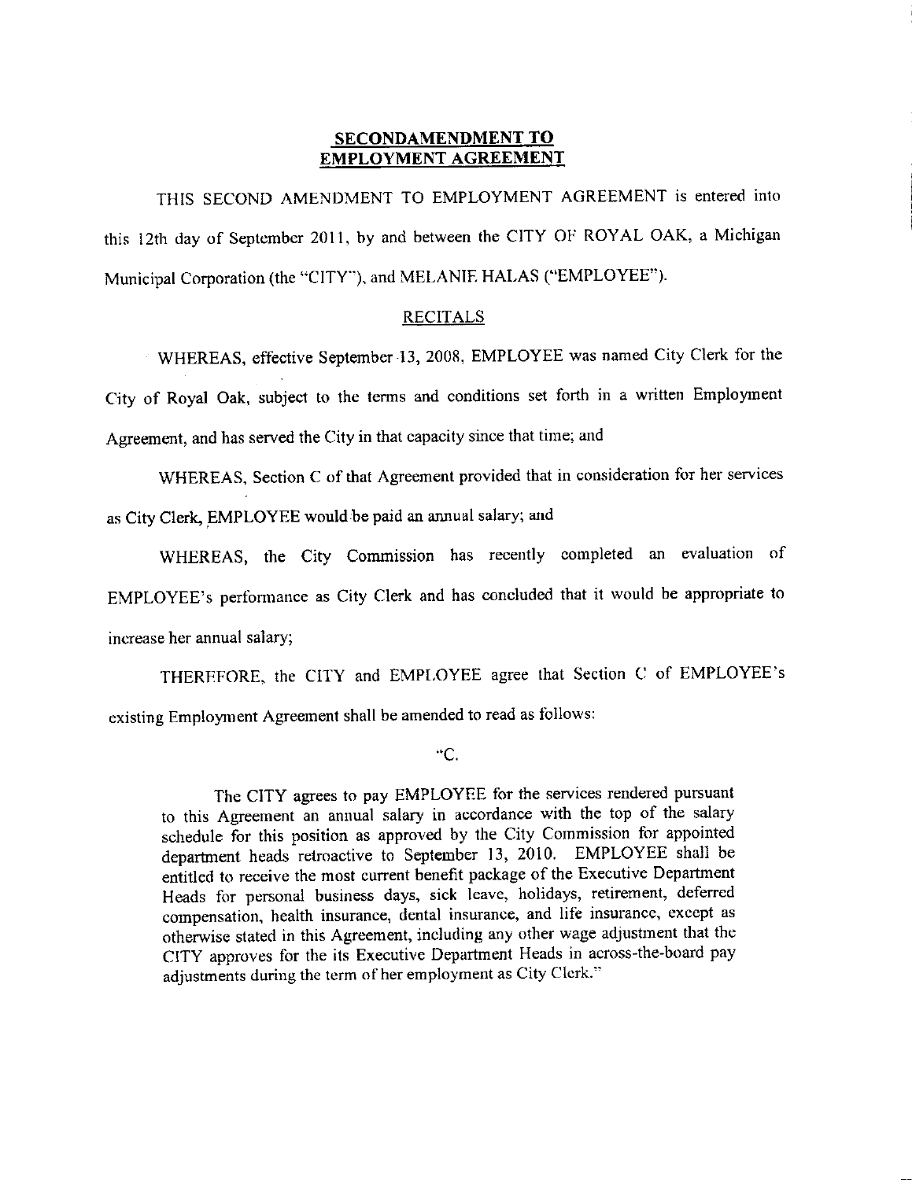**SECONDAMENDMENT TO EMPLOYMENT AGREEMENT**

THIS SECOND AMENDMENT TO EMPLOYMENT AGREEMENT is entered into this 12th day of September 2011, by and between the CITY OF ROYAL OAK, a Michigan Municipal Corporation (the "CITY"), and MELANIE HALAS ("EMPLOYEE").

RECITALS

WHEREAS, effective September 13, 2008, EMPLOYEE was named City Clerk for the City of Royal Oak, subject to the terms and conditions set forth in a written Employment Agreement, and has served the City in that capacity since that time; and

WHEREAS, Section C of that Agreement provided that in consideration for her services as City Clerk, EMPLOYEE would be paid an annual salary; and

WHEREAS, the City Commission has recently completed an evaluation of EMPLOYEE's performance as City Clerk and has concluded that it would be appropriate to increase her annual salary;

THEREFORE, the CITY and EMPLOYEE agree that Section C of EMPLOYEE's existing Employment Agreement shall be amended to read as follows:

"C.

The CITY agrees to pay EMPLOYEE for the services rendered pursuant to this Agreement an annual salary in accordance with the top of the salary schedule for this position as approved by the City Commission for appointed department heads retroactive to September 13, 2010. EMPLOYEE shall be entitled to receive the most current benefit package of the Executive Department Heads for personal business days, sick leave, holidays, retirement, deferred compensation, health insurance, dental insurance, and life insurance, except as otherwise stated in this Agreement, including any other wage adjustment that the CITY approves for the its Executive Department Heads in across-the-board pay adjustments during the term of her employment as City Clerk."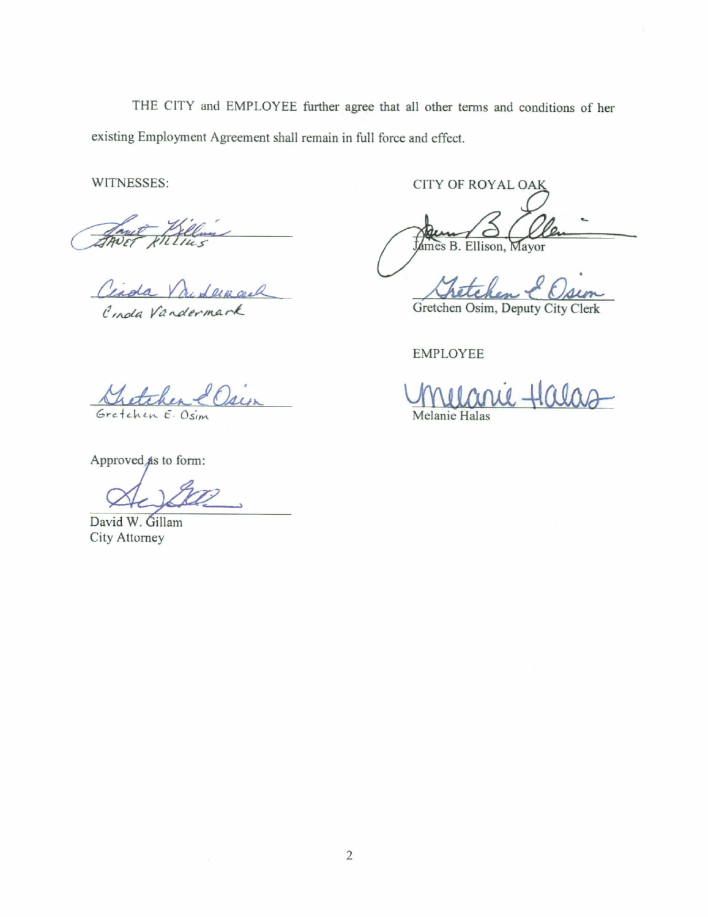THE CITY and EMPLOYEE further agree that all other terms and conditions of her existing Employment Agreement shall remain in full force and effect.

WITNESSES:

JANET KILLIUS

Cinda Vandermark

Gretchen E. Osim

CITY OF ROYAL OAK

James B. Ellison, Mayor

Gretchen Osim, Deputy City Clerk

EMPLOYEE

Melanie Halas

Approved as to form:

David W. Gillam
City Attorney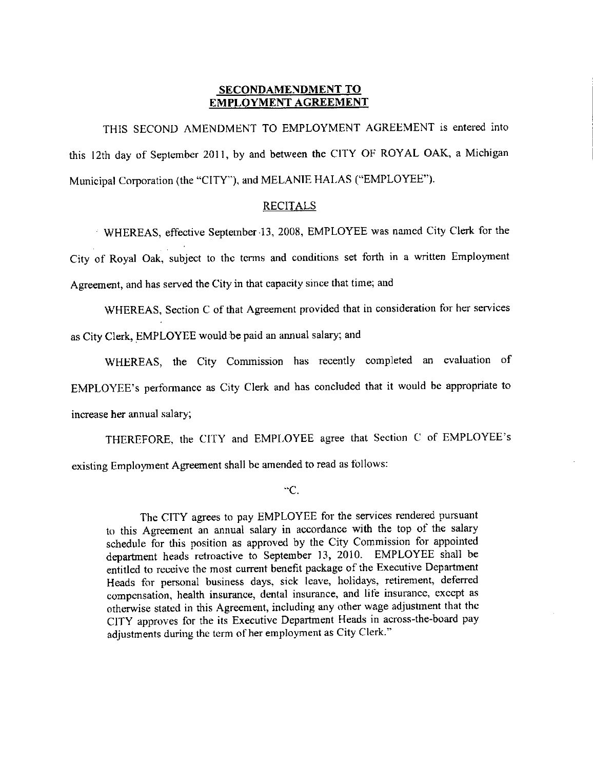**SECONDAMENDMENT TO EMPLOYMENT AGREEMENT**

THIS SECOND AMENDMENT TO EMPLOYMENT AGREEMENT is entered into this 12th day of September 2011, by and between the CITY OF ROYAL OAK, a Michigan Municipal Corporation (the "CITY"), and MELANIE HALAS ("EMPLOYEE").

RECITALS

WHEREAS, effective September 13, 2008, EMPLOYEE was named City Clerk for the City of Royal Oak, subject to the terms and conditions set forth in a written Employment Agreement, and has served the City in that capacity since that time; and

WHEREAS, Section C of that Agreement provided that in consideration for her services as City Clerk, EMPLOYEE would be paid an annual salary; and

WHEREAS, the City Commission has recently completed an evaluation of EMPLOYEE's performance as City Clerk and has concluded that it would be appropriate to increase her annual salary;

THEREFORE, the CITY and EMPLOYEE agree that Section C of EMPLOYEE's existing Employment Agreement shall be amended to read as follows:

"C.

The CITY agrees to pay EMPLOYEE for the services rendered pursuant to this Agreement an annual salary in accordance with the top of the salary schedule for this position as approved by the City Commission for appointed department heads retroactive to September 13, 2010. EMPLOYEE shall be entitled to receive the most current benefit package of the Executive Department Heads for personal business days, sick leave, holidays, retirement, deferred compensation, health insurance, dental insurance, and life insurance, except as otherwise stated in this Agreement, including any other wage adjustment that the CITY approves for the its Executive Department Heads in across-the-board pay adjustments during the term of her employment as City Clerk."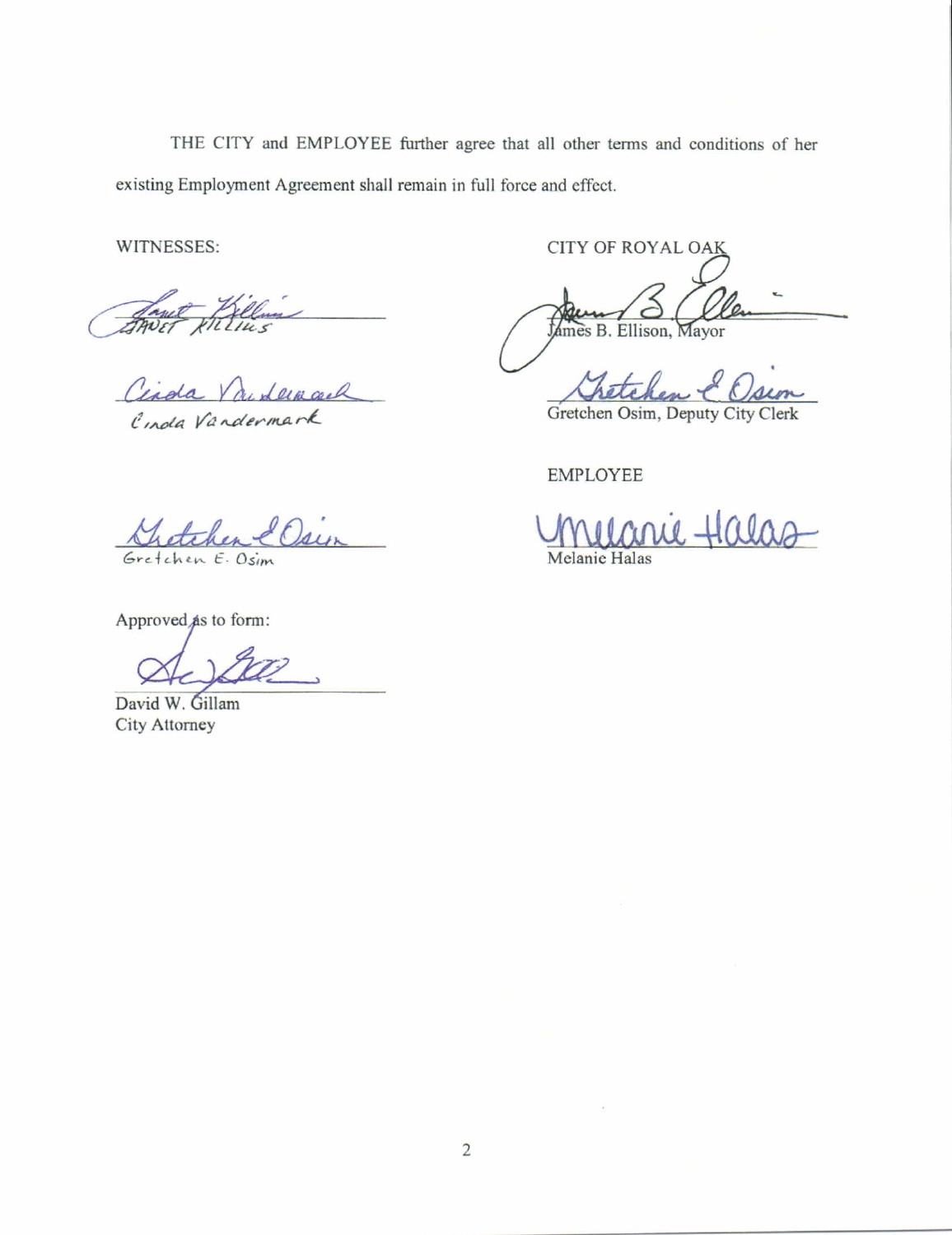THE CITY and EMPLOYEE further agree that all other terms and conditions of her existing Employment Agreement shall remain in full force and effect.

WITNESSES:

Janet Killins

Cinda Vandermark

Gretchen E. Osim

CITY OF ROYAL OAK

James B. Ellison, Mayor

Gretchen Osim, Deputy City Clerk

EMPLOYEE

Melanie Halas

Approved as to form:

David W. Gillam
City Attorney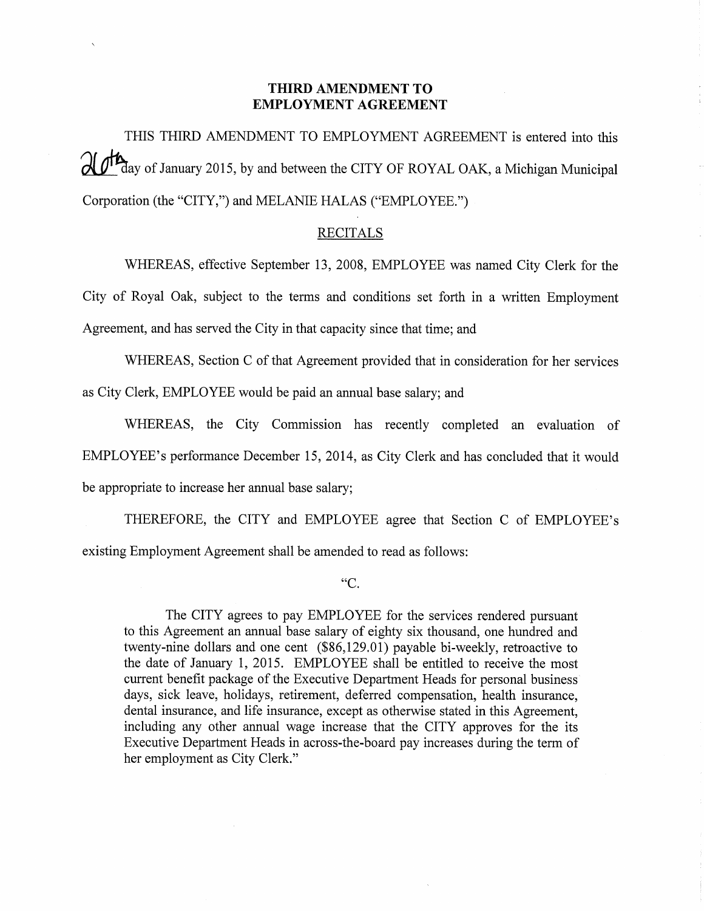# THIRD AMENDMENT TO EMPLOYMENT AGREEMENT

THIS THIRD AMENDMENT TO EMPLOYMENT AGREEMENT is entered into this 20th day of January 2015, by and between the CITY OF ROYAL OAK, a Michigan Municipal Corporation (the "CITY,") and MELANIE HALAS ("EMPLOYEE.")

## RECITALS

WHEREAS, effective September 13, 2008, EMPLOYEE was named City Clerk for the City of Royal Oak, subject to the terms and conditions set forth in a written Employment Agreement, and has served the City in that capacity since that time; and

WHEREAS, Section C of that Agreement provided that in consideration for her services as City Clerk, EMPLOYEE would be paid an annual base salary; and

WHEREAS, the City Commission has recently completed an evaluation of EMPLOYEE's performance December 15, 2014, as City Clerk and has concluded that it would be appropriate to increase her annual base salary;

THEREFORE, the CITY and EMPLOYEE agree that Section C of EMPLOYEE's existing Employment Agreement shall be amended to read as follows:

"C.

The CITY agrees to pay EMPLOYEE for the services rendered pursuant to this Agreement an annual base salary of eighty six thousand, one hundred and twenty-nine dollars and one cent ($86,129.01) payable bi-weekly, retroactive to the date of January 1, 2015. EMPLOYEE shall be entitled to receive the most current benefit package of the Executive Department Heads for personal business days, sick leave, holidays, retirement, deferred compensation, health insurance, dental insurance, and life insurance, except as otherwise stated in this Agreement, including any other annual wage increase that the CITY approves for the its Executive Department Heads in across-the-board pay increases during the term of her employment as City Clerk."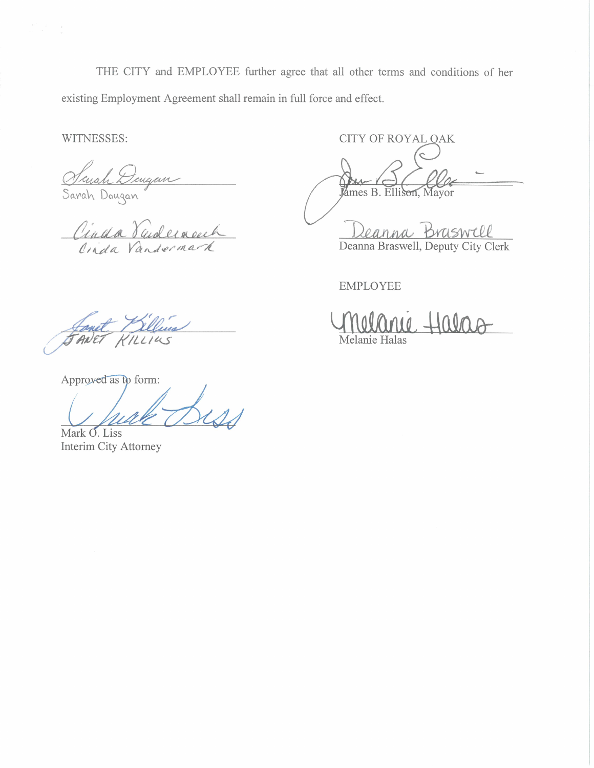THE CITY and EMPLOYEE further agree that all other terms and conditions of her existing Employment Agreement shall remain in full force and effect.

| | |
|---|---|
| WITNESSES: | CITY OF ROYAL OAK |
| Sarah Dougan | James B. Ellison, Mayor |
| Cinda Vandermark | Deanna Braswell, Deputy City Clerk |
| | EMPLOYEE |
| JANET KILLIUS | Melanie Halas |

Approved as to form:

Mark O. Liss
Interim City Attorney